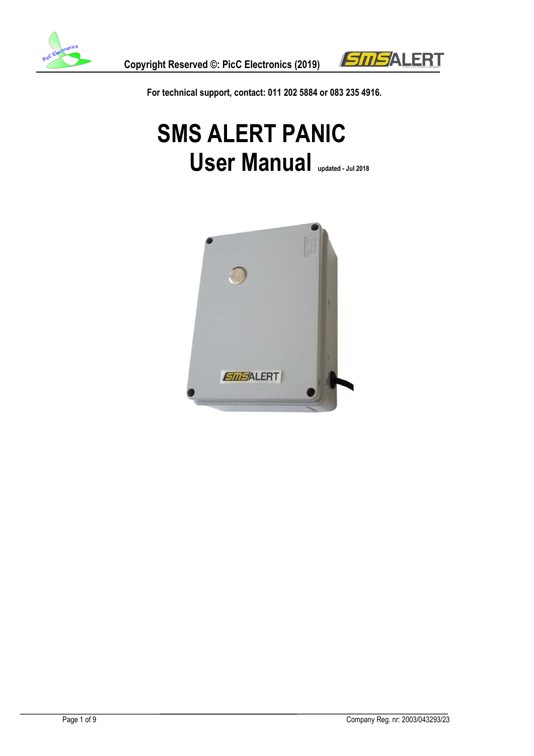For technical support, contact: 011 202 5884 or 083 235 4916.

# SMS ALERT PANIC

# User Manual updated - Jul 2018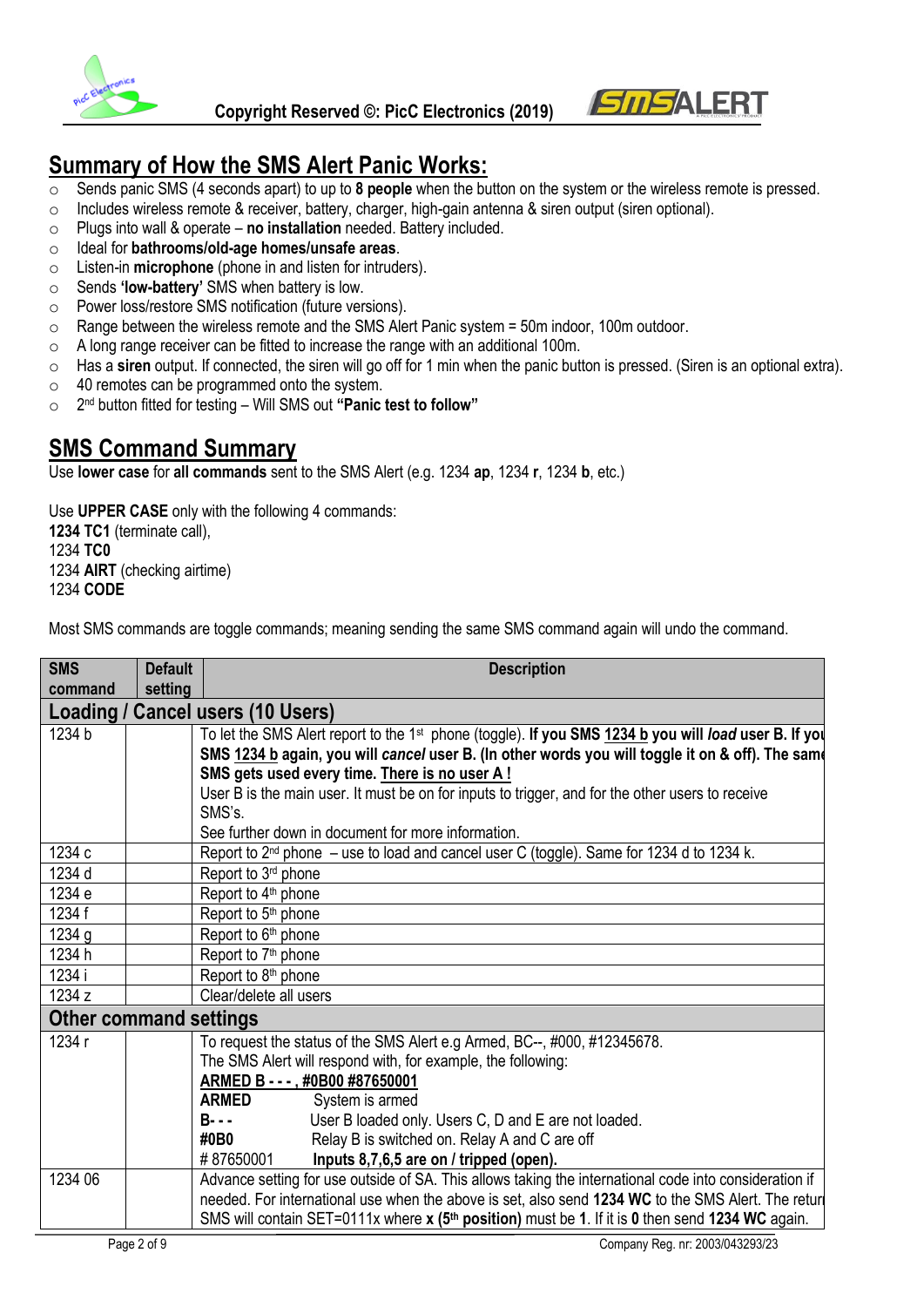## Summary of How the SMS Alert Panic Works:

- Sends panic SMS (4 seconds apart) to up to **8 people** when the button on the system or the wireless remote is pressed.
- Includes wireless remote & receiver, battery, charger, high-gain antenna & siren output (siren optional).
- Plugs into wall & operate – **no installation** needed. Battery included.
- Ideal for **bathrooms/old-age homes/unsafe areas**.
- Listen-in **microphone** (phone in and listen for intruders).
- Sends **'low-battery'** SMS when battery is low.
- Power loss/restore SMS notification (future versions).
- Range between the wireless remote and the SMS Alert Panic system = 50m indoor, 100m outdoor.
- A long range receiver can be fitted to increase the range with an additional 100m.
- Has a **siren** output. If connected, the siren will go off for 1 min when the panic button is pressed. (Siren is an optional extra).
- 40 remotes can be programmed onto the system.
- 2nd button fitted for testing – Will SMS out **"Panic test to follow"**

## SMS Command Summary

Use **lower case** for **all commands** sent to the SMS Alert (e.g. 1234 **ap**, 1234 **r**, 1234 **b**, etc.)

Use **UPPER CASE** only with the following 4 commands:
**1234 TC1** (terminate call),
1234 **TC0**
1234 **AIRT** (checking airtime)
1234 **CODE**

Most SMS commands are toggle commands; meaning sending the same SMS command again will undo the command.

| SMS command | Default setting | Description |
|---|---|---|
| **Loading / Cancel users (10 Users)** | | |
| 1234 b | | To let the SMS Alert report to the 1st phone (toggle). **If you SMS <u>1234 b</u> you will *load* user B. If you SMS <u>1234 b</u> again, you will *cancel* user B. (In other words you will toggle it on & off). The same SMS gets used every time. <u>There is no user A !</u>**<br>User B is the main user. It must be on for inputs to trigger, and for the other users to receive SMS's.<br>See further down in document for more information. |
| 1234 c | | Report to 2nd phone – use to load and cancel user C (toggle). Same for 1234 d to 1234 k. |
| 1234 d | | Report to 3rd phone |
| 1234 e | | Report to 4th phone |
| 1234 f | | Report to 5th phone |
| 1234 g | | Report to 6th phone |
| 1234 h | | Report to 7th phone |
| 1234 i | | Report to 8th phone |
| 1234 z | | Clear/delete all users |
| **Other command settings** | | |
| 1234 r | | To request the status of the SMS Alert e.g Armed, BC--, #000, #12345678.<br>The SMS Alert will respond with, for example, the following:<br>**<u>ARMED B - - - , #0B00 #87650001</u>**<br>**ARMED** System is armed<br>**B- - -** User B loaded only. Users C, D and E are not loaded.<br>**#0B0** Relay B is switched on. Relay A and C are off<br># 87650001 **Inputs 8,7,6,5 are on / tripped (open).** |
| 1234 06 | | Advance setting for use outside of SA. This allows taking the international code into consideration if needed. For international use when the above is set, also send **1234 WC** to the SMS Alert. The return SMS will contain SET=0111x where **x (5th position)** must be **1**. If it is **0** then send **1234 WC** again. |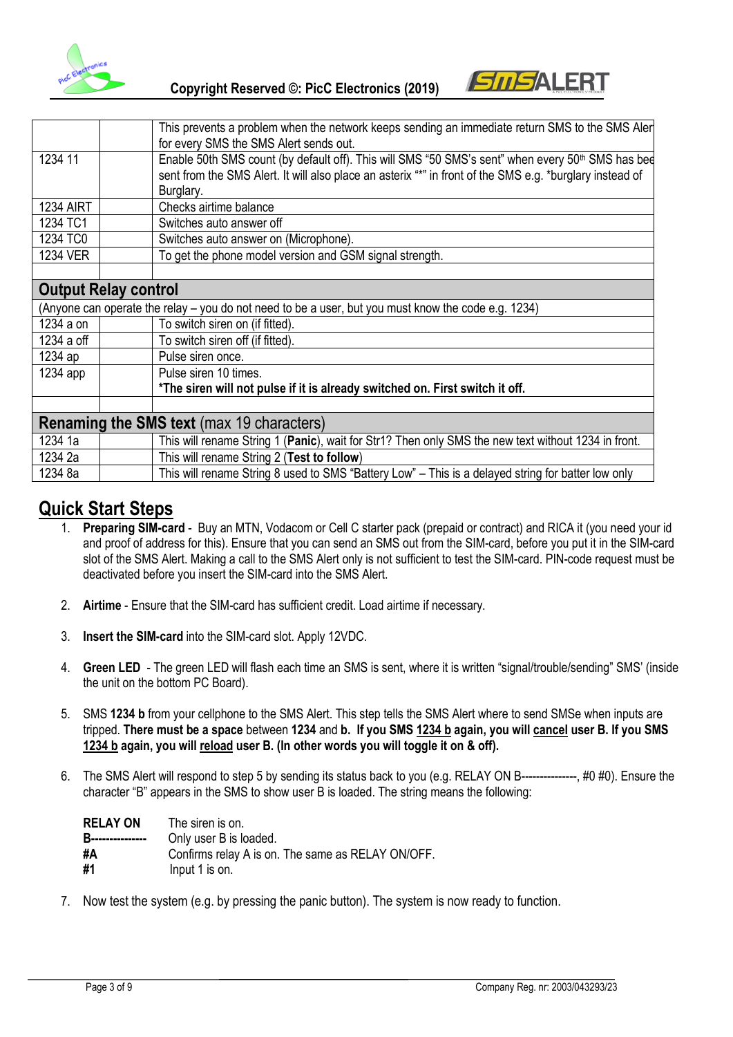|  |  |  |
|---|---|---|
|  |  | This prevents a problem when the network keeps sending an immediate return SMS to the SMS Aler for every SMS the SMS Alert sends out. |
| 1234 11 |  | Enable 50th SMS count (by default off). This will SMS "50 SMS's sent" when every 50th SMS has bee sent from the SMS Alert. It will also place an asterix "*" in front of the SMS e.g. *burglary instead of Burglary. |
| 1234 AIRT |  | Checks airtime balance |
| 1234 TC1 |  | Switches auto answer off |
| 1234 TC0 |  | Switches auto answer on (Microphone). |
| 1234 VER |  | To get the phone model version and GSM signal strength. |
|  |  |  |
| **Output Relay control** |  |  |
| (Anyone can operate the relay – you do not need to be a user, but you must know the code e.g. 1234) |  |  |
| 1234 a on |  | To switch siren on (if fitted). |
| 1234 a off |  | To switch siren off (if fitted). |
| 1234 ap |  | Pulse siren once. |
| 1234 app |  | Pulse siren 10 times. **\*The siren will not pulse if it is already switched on. First switch it off.** |
|  |  |  |
| **Renaming the SMS text** (max 19 characters) |  |  |
| 1234 1a |  | This will rename String 1 (**Panic**), wait for Str1? Then only SMS the new text without 1234 in front. |
| 1234 2a |  | This will rename String 2 (**Test to follow**) |
| 1234 8a |  | This will rename String 8 used to SMS "Battery Low" – This is a delayed string for batter low only |

## Quick Start Steps

1. **Preparing SIM-card** - Buy an MTN, Vodacom or Cell C starter pack (prepaid or contract) and RICA it (you need your id and proof of address for this). Ensure that you can send an SMS out from the SIM-card, before you put it in the SIM-card slot of the SMS Alert. Making a call to the SMS Alert only is not sufficient to test the SIM-card. PIN-code request must be deactivated before you insert the SIM-card into the SMS Alert.

2. **Airtime** - Ensure that the SIM-card has sufficient credit. Load airtime if necessary.

3. **Insert the SIM-card** into the SIM-card slot. Apply 12VDC.

4. **Green LED** - The green LED will flash each time an SMS is sent, where it is written "signal/trouble/sending" SMS' (inside the unit on the bottom PC Board).

5. SMS **1234 b** from your cellphone to the SMS Alert. This step tells the SMS Alert where to send SMSe when inputs are tripped. **There must be a space** between **1234** and **b. If you SMS 1234 b again, you will cancel user B. If you SMS 1234 b again, you will reload user B. (In other words you will toggle it on & off).**

6. The SMS Alert will respond to step 5 by sending its status back to you (e.g. RELAY ON B---------------, #0 #0). Ensure the character "B" appears in the SMS to show user B is loaded. The string means the following:

   |  |  |
   |---|---|
   | **RELAY ON** | The siren is on. |
   | **B---------------** | Only user B is loaded. |
   | **#A** | Confirms relay A is on. The same as RELAY ON/OFF. |
   | **#1** | Input 1 is on. |

7. Now test the system (e.g. by pressing the panic button). The system is now ready to function.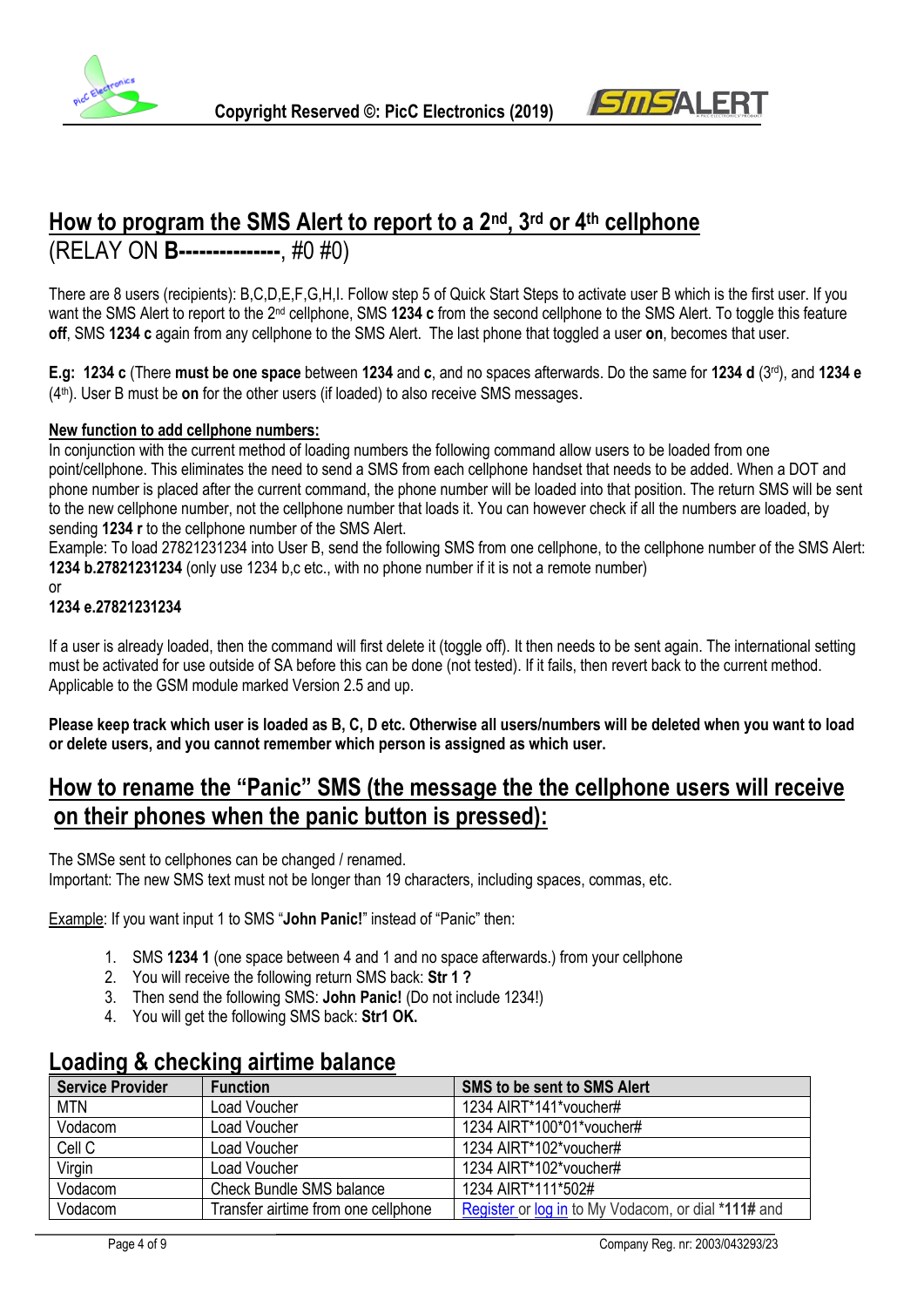## How to program the SMS Alert to report to a 2nd, 3rd or 4th cellphone

(RELAY ON **B---------------**, #0 #0)

There are 8 users (recipients): B,C,D,E,F,G,H,I. Follow step 5 of Quick Start Steps to activate user B which is the first user. If you want the SMS Alert to report to the 2nd cellphone, SMS **1234 c** from the second cellphone to the SMS Alert. To toggle this feature **off**, SMS **1234 c** again from any cellphone to the SMS Alert. The last phone that toggled a user **on**, becomes that user.

**E.g: 1234 c** (There **must be one space** between **1234** and **c**, and no spaces afterwards. Do the same for **1234 d** (3rd), and **1234 e** (4th). User B must be **on** for the other users (if loaded) to also receive SMS messages.

**New function to add cellphone numbers:**

In conjunction with the current method of loading numbers the following command allow users to be loaded from one point/cellphone. This eliminates the need to send a SMS from each cellphone handset that needs to be added. When a DOT and phone number is placed after the current command, the phone number will be loaded into that position. The return SMS will be sent to the new cellphone number, not the cellphone number that loads it. You can however check if all the numbers are loaded, by sending **1234 r** to the cellphone number of the SMS Alert.

Example: To load 27821231234 into User B, send the following SMS from one cellphone, to the cellphone number of the SMS Alert: **1234 b.27821231234** (only use 1234 b,c etc., with no phone number if it is not a remote number)

or

**1234 e.27821231234**

If a user is already loaded, then the command will first delete it (toggle off). It then needs to be sent again. The international setting must be activated for use outside of SA before this can be done (not tested). If it fails, then revert back to the current method. Applicable to the GSM module marked Version 2.5 and up.

**Please keep track which user is loaded as B, C, D etc. Otherwise all users/numbers will be deleted when you want to load or delete users, and you cannot remember which person is assigned as which user.**

## How to rename the "Panic" SMS (the message the the cellphone users will receive on their phones when the panic button is pressed):

The SMSe sent to cellphones can be changed / renamed.

Important: The new SMS text must not be longer than 19 characters, including spaces, commas, etc.

Example: If you want input 1 to SMS "**John Panic!**" instead of "Panic" then:

1. SMS **1234 1** (one space between 4 and 1 and no space afterwards.) from your cellphone
2. You will receive the following return SMS back: **Str 1 ?**
3. Then send the following SMS: **John Panic!** (Do not include 1234!)
4. You will get the following SMS back: **Str1 OK.**

## Loading & checking airtime balance

| Service Provider | Function | SMS to be sent to SMS Alert |
|---|---|---|
| MTN | Load Voucher | 1234 AIRT*141*voucher# |
| Vodacom | Load Voucher | 1234 AIRT*100*01*voucher# |
| Cell C | Load Voucher | 1234 AIRT*102*voucher# |
| Virgin | Load Voucher | 1234 AIRT*102*voucher# |
| Vodacom | Check Bundle SMS balance | 1234 AIRT*111*502# |
| Vodacom | Transfer airtime from one cellphone | Register or log in to My Vodacom, or dial ***111#** and |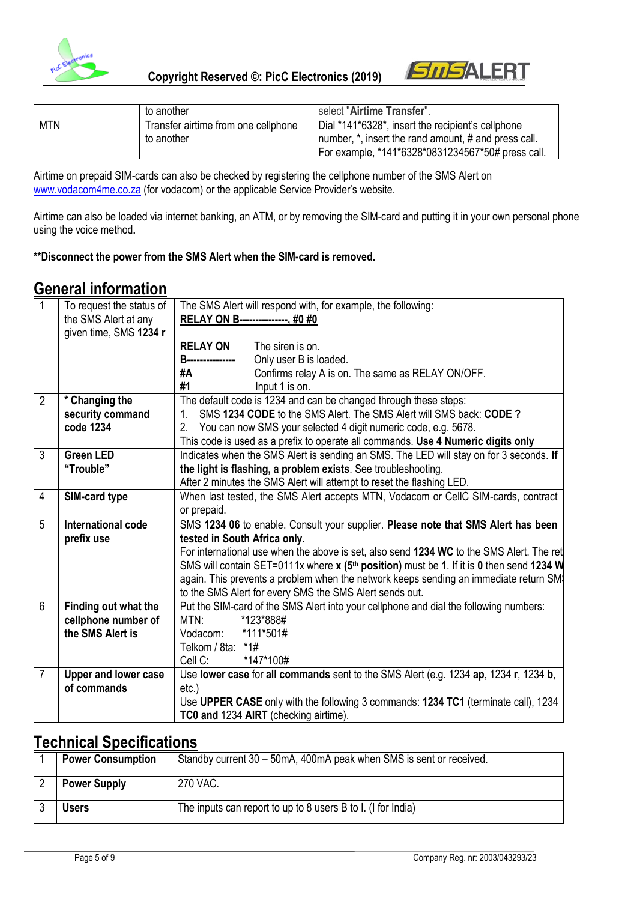| | to another | select "**Airtime Transfer**". |
|---|---|---|
| MTN | Transfer airtime from one cellphone to another | Dial *141*6328*, insert the recipient's cellphone number, *, insert the rand amount, # and press call. For example, *141*6328*0831234567*50# press call. |

Airtime on prepaid SIM-cards can also be checked by registering the cellphone number of the SMS Alert on www.vodacom4me.co.za (for vodacom) or the applicable Service Provider's website.

Airtime can also be loaded via internet banking, an ATM, or by removing the SIM-card and putting it in your own personal phone using the voice method**.**

****Disconnect the power from the SMS Alert when the SIM-card is removed.**

## General information

| | | |
|---|---|---|
| 1 | To request the status of the SMS Alert at any given time, SMS **1234 r** | The SMS Alert will respond with, for example, the following:<br>**RELAY ON B---------------, #0 #0**<br><br>**RELAY ON** The siren is on.<br>**B---------------** Only user B is loaded.<br>**#A** Confirms relay A is on. The same as RELAY ON/OFF.<br>**#1** Input 1 is on. |
| 2 | *** Changing the security command code 1234** | The default code is 1234 and can be changed through these steps:<br>1. SMS **1234 CODE** to the SMS Alert. The SMS Alert will SMS back: **CODE ?**<br>2. You can now SMS your selected 4 digit numeric code, e.g. 5678.<br>This code is used as a prefix to operate all commands. **Use 4 Numeric digits only** |
| 3 | **Green LED "Trouble"** | Indicates when the SMS Alert is sending an SMS. The LED will stay on for 3 seconds. **If the light is flashing, a problem exists**. See troubleshooting.<br>After 2 minutes the SMS Alert will attempt to reset the flashing LED. |
| 4 | **SIM-card type** | When last tested, the SMS Alert accepts MTN, Vodacom or CellC SIM-cards, contract or prepaid. |
| 5 | **International code prefix use** | SMS **1234 06** to enable. Consult your supplier. **Please note that SMS Alert has been tested in South Africa only.**<br>For international use when the above is set, also send **1234 WC** to the SMS Alert. The ret SMS will contain SET=0111x where **x (5th position)** must be **1**. If it is **0** then send **1234 W** again. This prevents a problem when the network keeps sending an immediate return SMS to the SMS Alert for every SMS the SMS Alert sends out. |
| 6 | **Finding out what the cellphone number of the SMS Alert is** | Put the SIM-card of the SMS Alert into your cellphone and dial the following numbers:<br>MTN: *123*888#<br>Vodacom: *111*501#<br>Telkom / 8ta: *1#<br>Cell C: *147*100# |
| 7 | **Upper and lower case of commands** | Use **lower case** for **all commands** sent to the SMS Alert (e.g. 1234 **ap**, 1234 **r**, 1234 **b**, etc.)<br>Use **UPPER CASE** only with the following 3 commands: **1234 TC1** (terminate call), 1234 **TC0 and** 1234 **AIRT** (checking airtime). |

## Technical Specifications

| | | |
|---|---|---|
| 1 | **Power Consumption** | Standby current 30 – 50mA, 400mA peak when SMS is sent or received. |
| 2 | **Power Supply** | 270 VAC. |
| 3 | **Users** | The inputs can report to up to 8 users B to I. (I for India) |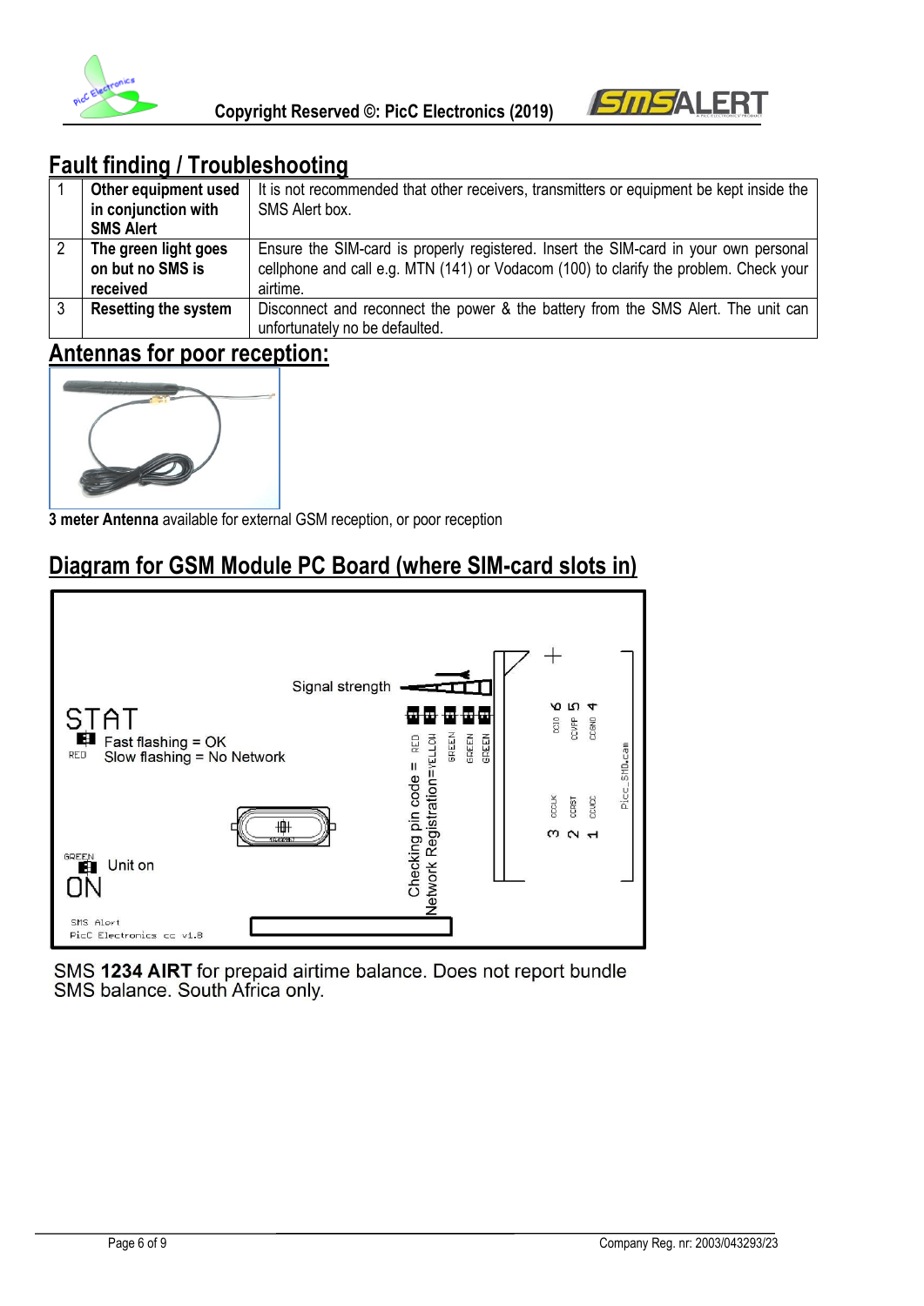## Fault finding / Troubleshooting

| | | |
|---|---|---|
| 1 | **Other equipment used in conjunction with SMS Alert** | It is not recommended that other receivers, transmitters or equipment be kept inside the SMS Alert box. |
| 2 | **The green light goes on but no SMS is received** | Ensure the SIM-card is properly registered. Insert the SIM-card in your own personal cellphone and call e.g. MTN (141) or Vodacom (100) to clarify the problem. Check your airtime. |
| 3 | **Resetting the system** | Disconnect and reconnect the power & the battery from the SMS Alert. The unit can unfortunately no be defaulted. |

## Antennas for poor reception:

**3 meter Antenna** available for external GSM reception, or poor reception

## Diagram for GSM Module PC Board (where SIM-card slots in)

Signal strength

STAT
RED — Fast flashing = OK, Slow flashing = No Network

Checking pin code = RED
Network Registration=YELLOW
GREEN GREEN GREEN

GREEN — Unit on
ON

SMS Alert
PicC Electronics cc v1.8

SMS **1234 AIRT** for prepaid airtime balance. Does not report bundle SMS balance. South Africa only.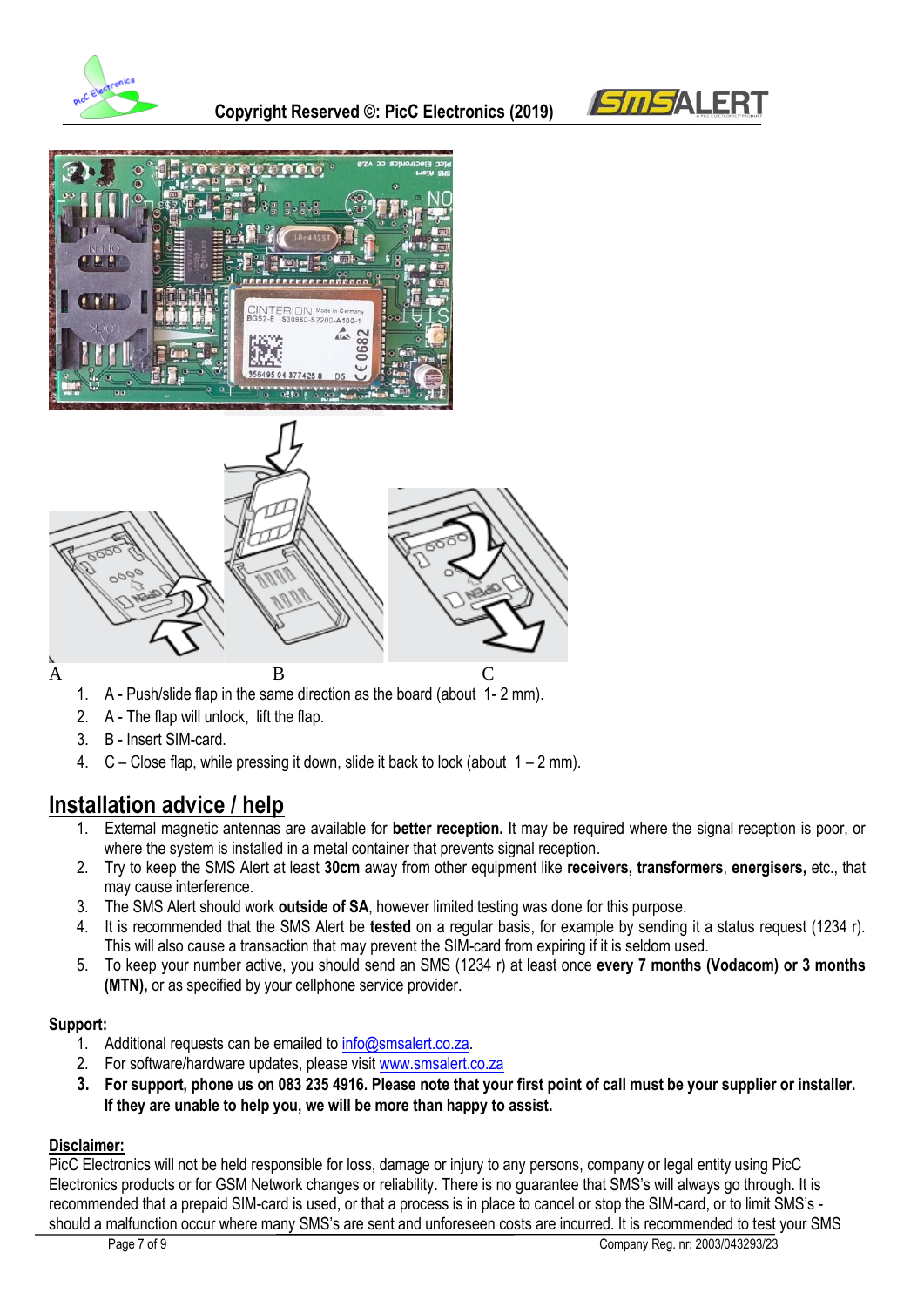A B C

1. A - Push/slide flap in the same direction as the board (about 1- 2 mm).
2. A - The flap will unlock, lift the flap.
3. B - Insert SIM-card.
4. C – Close flap, while pressing it down, slide it back to lock (about 1 – 2 mm).

## Installation advice / help

1. External magnetic antennas are available for **better reception.** It may be required where the signal reception is poor, or where the system is installed in a metal container that prevents signal reception.
2. Try to keep the SMS Alert at least **30cm** away from other equipment like **receivers, transformers**, **energisers,** etc., that may cause interference.
3. The SMS Alert should work **outside of SA**, however limited testing was done for this purpose.
4. It is recommended that the SMS Alert be **tested** on a regular basis, for example by sending it a status request (1234 r). This will also cause a transaction that may prevent the SIM-card from expiring if it is seldom used.
5. To keep your number active, you should send an SMS (1234 r) at least once **every 7 months (Vodacom) or 3 months (MTN),** or as specified by your cellphone service provider.

**Support:**

1. Additional requests can be emailed to info@smsalert.co.za.
2. For software/hardware updates, please visit www.smsalert.co.za
3. **For support, phone us on 083 235 4916. Please note that your first point of call must be your supplier or installer. If they are unable to help you, we will be more than happy to assist.**

**Disclaimer:**

PicC Electronics will not be held responsible for loss, damage or injury to any persons, company or legal entity using PicC Electronics products or for GSM Network changes or reliability. There is no guarantee that SMS's will always go through. It is recommended that a prepaid SIM-card is used, or that a process is in place to cancel or stop the SIM-card, or to limit SMS's - should a malfunction occur where many SMS's are sent and unforeseen costs are incurred. It is recommended to test your SMS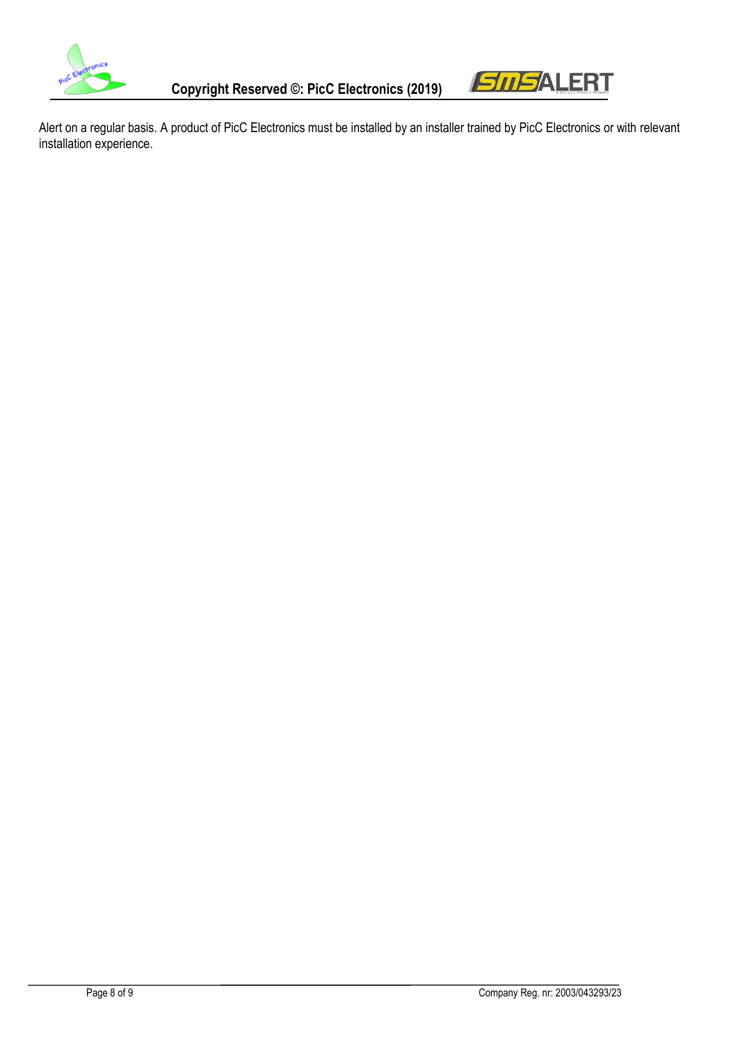Alert on a regular basis. A product of PicC Electronics must be installed by an installer trained by PicC Electronics or with relevant installation experience.